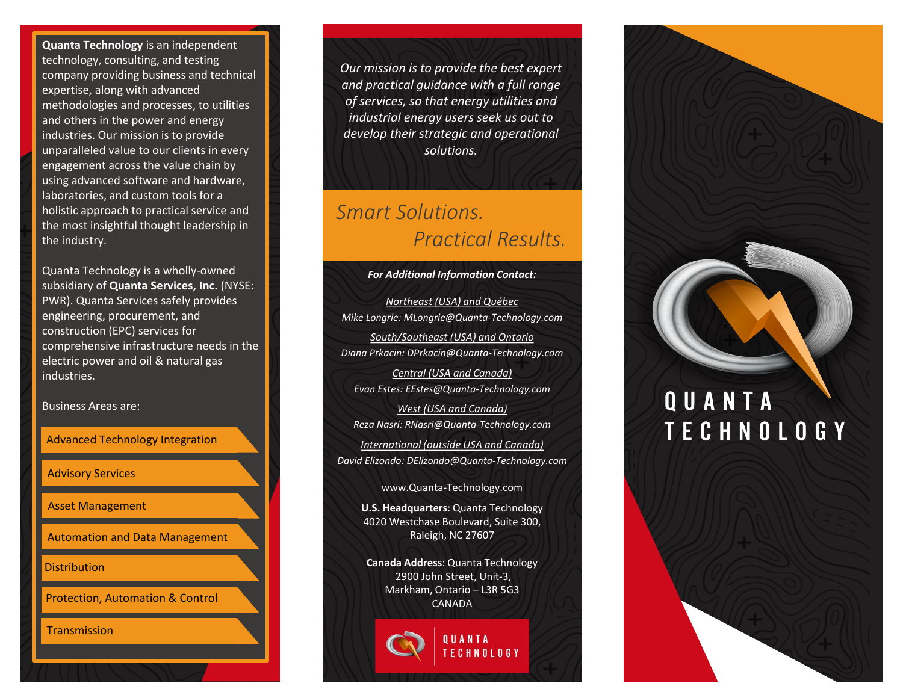**Quanta Technology** is an independent technology, consulting, and testing company providing business and technical expertise, along with advanced methodologies and processes, to utilities and others in the power and energy industries. Our mission is to provide unparalleled value to our clients in every engagement across the value chain by using advanced software and hardware, laboratories, and custom tools for a holistic approach to practical service and the most insightful thought leadership in the industry.

Quanta Technology is a wholly-owned subsidiary of **Quanta Services, Inc.** (NYSE: PWR). Quanta Services safely provides engineering, procurement, and construction (EPC) services for comprehensive infrastructure needs in the electric power and oil & natural gas industries.

Business Areas are:

- Advanced Technology Integration
- Advisory Services
- Asset Management
- Automation and Data Management
- Distribution
- Protection, Automation & Control
- Transmission

*Our mission is to provide the best expert and practical guidance with a full range of services, so that energy utilities and industrial energy users seek us out to develop their strategic and operational solutions.*

*Smart Solutions.*
*Practical Results.*

***For Additional Information Contact:***

*Northeast (USA) and Québec*
*Mike Longrie: MLongrie@Quanta-Technology.com*

*South/Southeast (USA) and Ontario*
*Diana Prkacin: DPrkacin@Quanta-Technology.com*

*Central (USA and Canada)*
*Evan Estes: EEstes@Quanta-Technology.com*

*West (USA and Canada)*
*Reza Nasri: RNasri@Quanta-Technology.com*

*International (outside USA and Canada)*
*David Elizondo: DElizondo@Quanta-Technology.com*

www.Quanta-Technology.com

**U.S. Headquarters**: Quanta Technology
4020 Westchase Boulevard, Suite 300,
Raleigh, NC 27607

**Canada Address**: Quanta Technology
2900 John Street, Unit-3,
Markham, Ontario – L3R 5G3
CANADA

QUANTA TECHNOLOGY

QUANTA TECHNOLOGY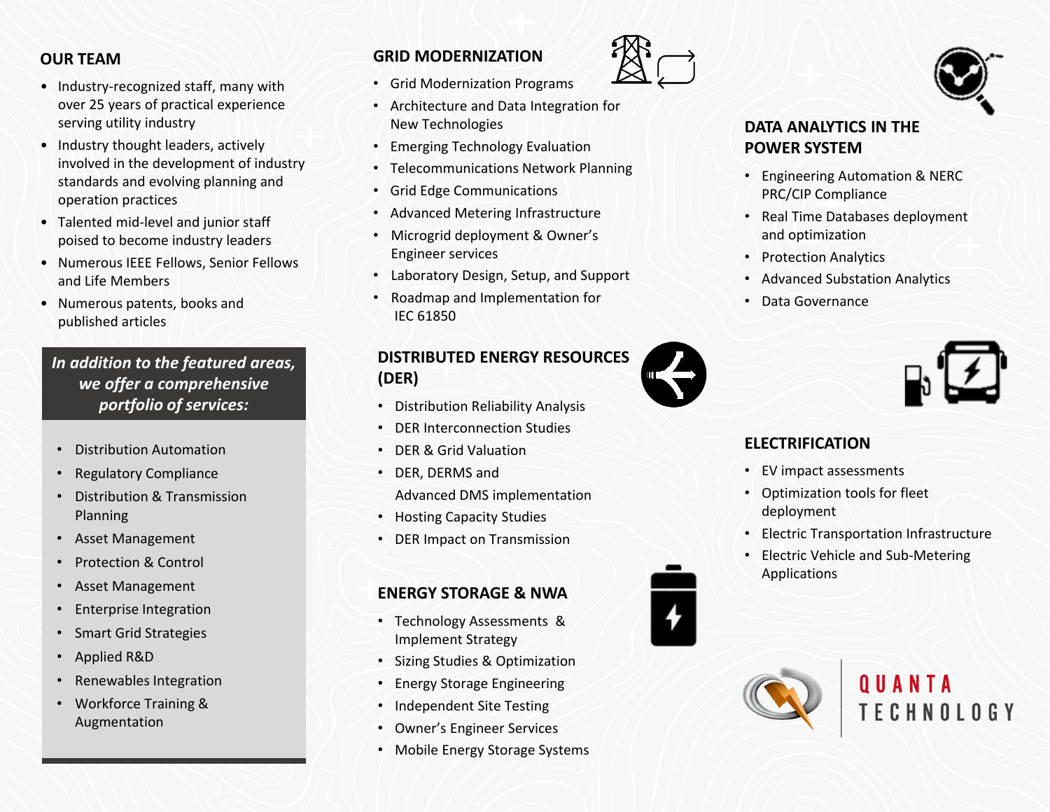## OUR TEAM

- Industry-recognized staff, many with over 25 years of practical experience serving utility industry
- Industry thought leaders, actively involved in the development of industry standards and evolving planning and operation practices
- Talented mid-level and junior staff poised to become industry leaders
- Numerous IEEE Fellows, Senior Fellows and Life Members
- Numerous patents, books and published articles

***In addition to the featured areas, we offer a comprehensive portfolio of services:***

- Distribution Automation
- Regulatory Compliance
- Distribution & Transmission Planning
- Asset Management
- Protection & Control
- Asset Management
- Enterprise Integration
- Smart Grid Strategies
- Applied R&D
- Renewables Integration
- Workforce Training & Augmentation

## GRID MODERNIZATION

- Grid Modernization Programs
- Architecture and Data Integration for New Technologies
- Emerging Technology Evaluation
- Telecommunications Network Planning
- Grid Edge Communications
- Advanced Metering Infrastructure
- Microgrid deployment & Owner's Engineer services
- Laboratory Design, Setup, and Support
- Roadmap and Implementation for IEC 61850

## DISTRIBUTED ENERGY RESOURCES (DER)

- Distribution Reliability Analysis
- DER Interconnection Studies
- DER & Grid Valuation
- DER, DERMS and Advanced DMS implementation
- Hosting Capacity Studies
- DER Impact on Transmission

## ENERGY STORAGE & NWA

- Technology Assessments & Implement Strategy
- Sizing Studies & Optimization
- Energy Storage Engineering
- Independent Site Testing
- Owner's Engineer Services
- Mobile Energy Storage Systems

## DATA ANALYTICS IN THE POWER SYSTEM

- Engineering Automation & NERC PRC/CIP Compliance
- Real Time Databases deployment and optimization
- Protection Analytics
- Advanced Substation Analytics
- Data Governance

## ELECTRIFICATION

- EV impact assessments
- Optimization tools for fleet deployment
- Electric Transportation Infrastructure
- Electric Vehicle and Sub-Metering Applications

QUANTA TECHNOLOGY